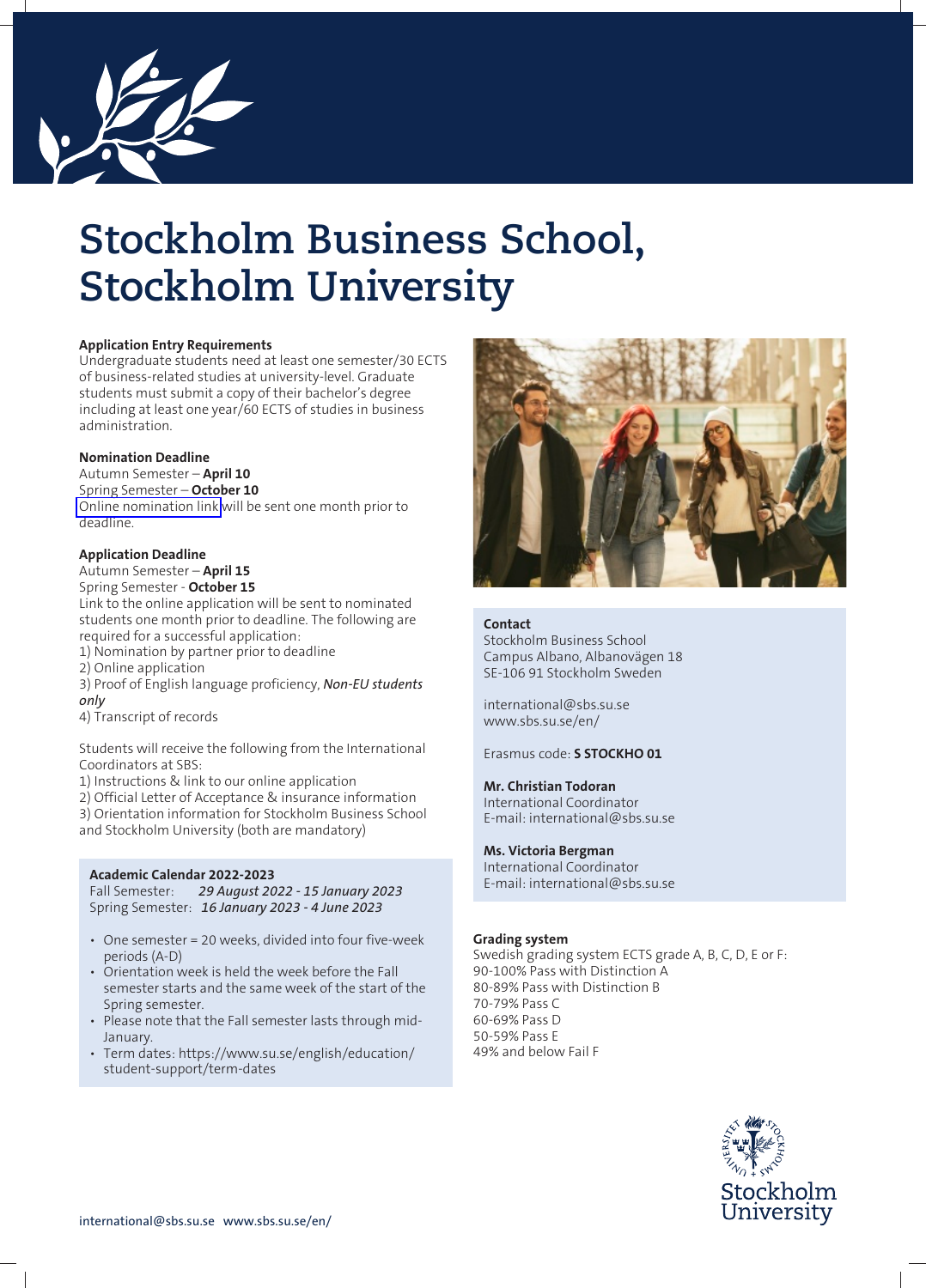# Stockholm Business School, Stockholm University

**Application Entry Requirements**
Undergraduate students need at least one semester/30 ECTS of business-related studies at university-level. Graduate students must submit a copy of their bachelor's degree including at least one year/60 ECTS of studies in business administration.

**Nomination Deadline**
Autumn Semester – **April 10**
Spring Semester – **October 10**
Online nomination link will be sent one month prior to deadline.

**Application Deadline**
Autumn Semester – **April 15**
Spring Semester - **October 15**
Link to the online application will be sent to nominated students one month prior to deadline. The following are required for a successful application:
1) Nomination by partner prior to deadline
2) Online application
3) Proof of English language proficiency, ***Non-EU students only***
4) Transcript of records

Students will receive the following from the International Coordinators at SBS:
1) Instructions & link to our online application
2) Official Letter of Acceptance & insurance information
3) Orientation information for Stockholm Business School and Stockholm University (both are mandatory)

**Academic Calendar 2022-2023**
Fall Semester: *29 August 2022 - 15 January 2023*
Spring Semester: *16 January 2023 - 4 June 2023*

- One semester = 20 weeks, divided into four five-week periods (A-D)
- Orientation week is held the week before the Fall semester starts and the same week of the start of the Spring semester.
- Please note that the Fall semester lasts through mid-January.
- Term dates: https://www.su.se/english/education/student-support/term-dates

**Contact**
Stockholm Business School
Campus Albano, Albanovägen 18
SE-106 91 Stockholm Sweden

international@sbs.su.se
www.sbs.su.se/en/

Erasmus code: **S STOCKHO 01**

**Mr. Christian Todoran**
International Coordinator
E-mail: international@sbs.su.se

**Ms. Victoria Bergman**
International Coordinator
E-mail: international@sbs.su.se

**Grading system**
Swedish grading system ECTS grade A, B, C, D, E or F:
90-100% Pass with Distinction A
80-89% Pass with Distinction B
70-79% Pass C
60-69% Pass D
50-59% Pass E
49% and below Fail F

Stockholm University

international@sbs.su.se www.sbs.su.se/en/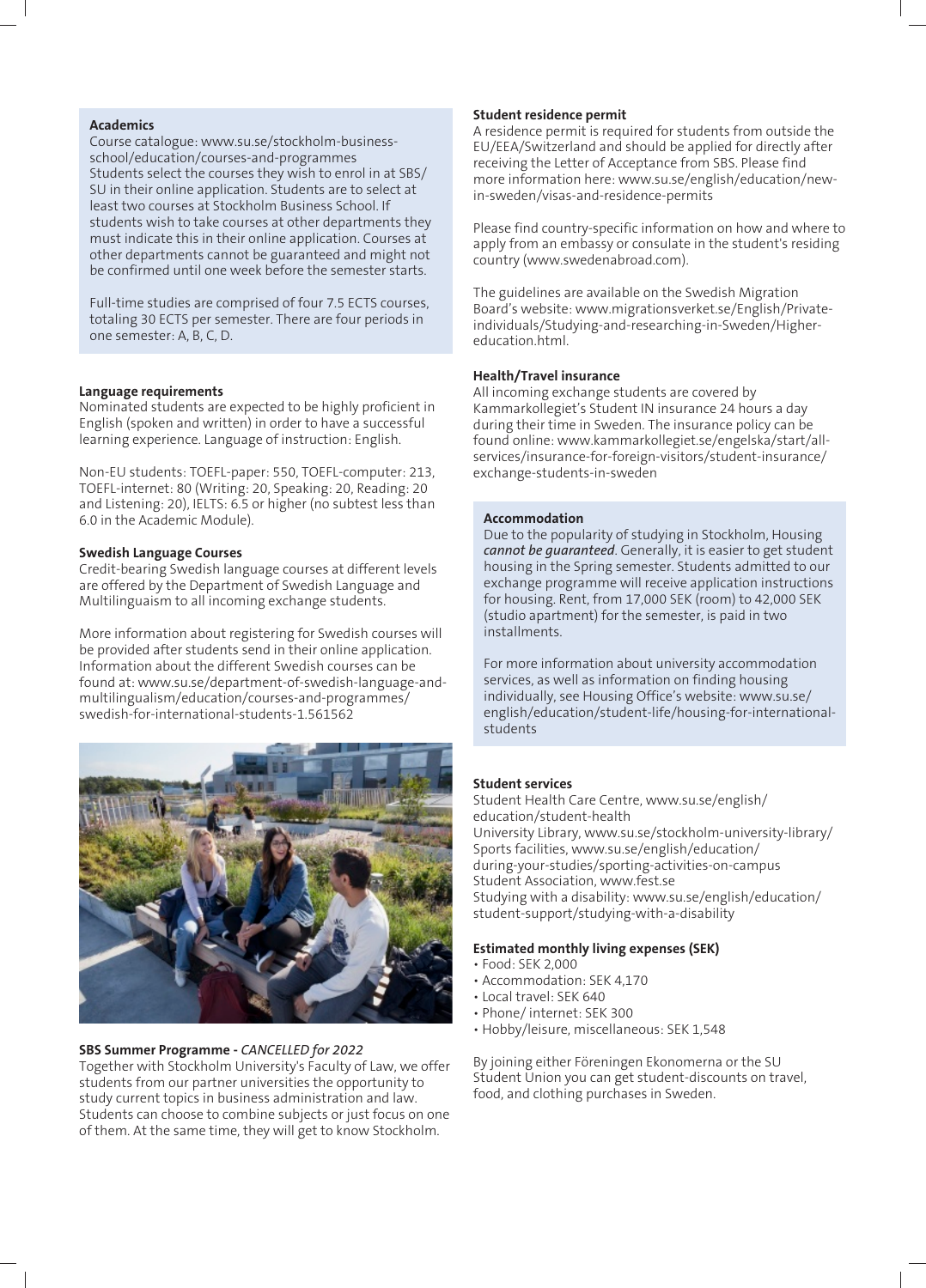## Academics

Course catalogue: www.su.se/stockholm-business-school/education/courses-and-programmes
Students select the courses they wish to enrol in at SBS/SU in their online application. Students are to select at least two courses at Stockholm Business School. If students wish to take courses at other departments they must indicate this in their online application. Courses at other departments cannot be guaranteed and might not be confirmed until one week before the semester starts.

Full-time studies are comprised of four 7.5 ECTS courses, totaling 30 ECTS per semester. There are four periods in one semester: A, B, C, D.

## Language requirements

Nominated students are expected to be highly proficient in English (spoken and written) in order to have a successful learning experience. Language of instruction: English.

Non-EU students: TOEFL-paper: 550, TOEFL-computer: 213, TOEFL-internet: 80 (Writing: 20, Speaking: 20, Reading: 20 and Listening: 20), IELTS: 6.5 or higher (no subtest less than 6.0 in the Academic Module).

## Swedish Language Courses

Credit-bearing Swedish language courses at different levels are offered by the Department of Swedish Language and Multilinguaism to all incoming exchange students.

More information about registering for Swedish courses will be provided after students send in their online application. Information about the different Swedish courses can be found at: www.su.se/department-of-swedish-language-and-multilingualism/education/courses-and-programmes/swedish-for-international-students-1.561562

## SBS Summer Programme - *CANCELLED for 2022*

Together with Stockholm University's Faculty of Law, we offer students from our partner universities the opportunity to study current topics in business administration and law. Students can choose to combine subjects or just focus on one of them. At the same time, they will get to know Stockholm.

## Student residence permit

A residence permit is required for students from outside the EU/EEA/Switzerland and should be applied for directly after receiving the Letter of Acceptance from SBS. Please find more information here: www.su.se/english/education/new-in-sweden/visas-and-residence-permits

Please find country-specific information on how and where to apply from an embassy or consulate in the student's residing country (www.swedenabroad.com).

The guidelines are available on the Swedish Migration Board's website: www.migrationsverket.se/English/Private-individuals/Studying-and-researching-in-Sweden/Higher-education.html.

## Health/Travel insurance

All incoming exchange students are covered by Kammarkollegiet's Student IN insurance 24 hours a day during their time in Sweden. The insurance policy can be found online: www.kammarkollegiet.se/engelska/start/all-services/insurance-for-foreign-visitors/student-insurance/exchange-students-in-sweden

## Accommodation

Due to the popularity of studying in Stockholm, Housing ***cannot be guaranteed***. Generally, it is easier to get student housing in the Spring semester. Students admitted to our exchange programme will receive application instructions for housing. Rent, from 17,000 SEK (room) to 42,000 SEK (studio apartment) for the semester, is paid in two installments.

For more information about university accommodation services, as well as information on finding housing individually, see Housing Office's website: www.su.se/english/education/student-life/housing-for-international-students

## Student services

Student Health Care Centre, www.su.se/english/education/student-health
University Library, www.su.se/stockholm-university-library/
Sports facilities, www.su.se/english/education/during-your-studies/sporting-activities-on-campus
Student Association, www.fest.se
Studying with a disability: www.su.se/english/education/student-support/studying-with-a-disability

## Estimated monthly living expenses (SEK)

- Food: SEK 2,000
- Accommodation: SEK 4,170
- Local travel: SEK 640
- Phone/ internet: SEK 300
- Hobby/leisure, miscellaneous: SEK 1,548

By joining either Föreningen Ekonomerna or the SU Student Union you can get student-discounts on travel, food, and clothing purchases in Sweden.